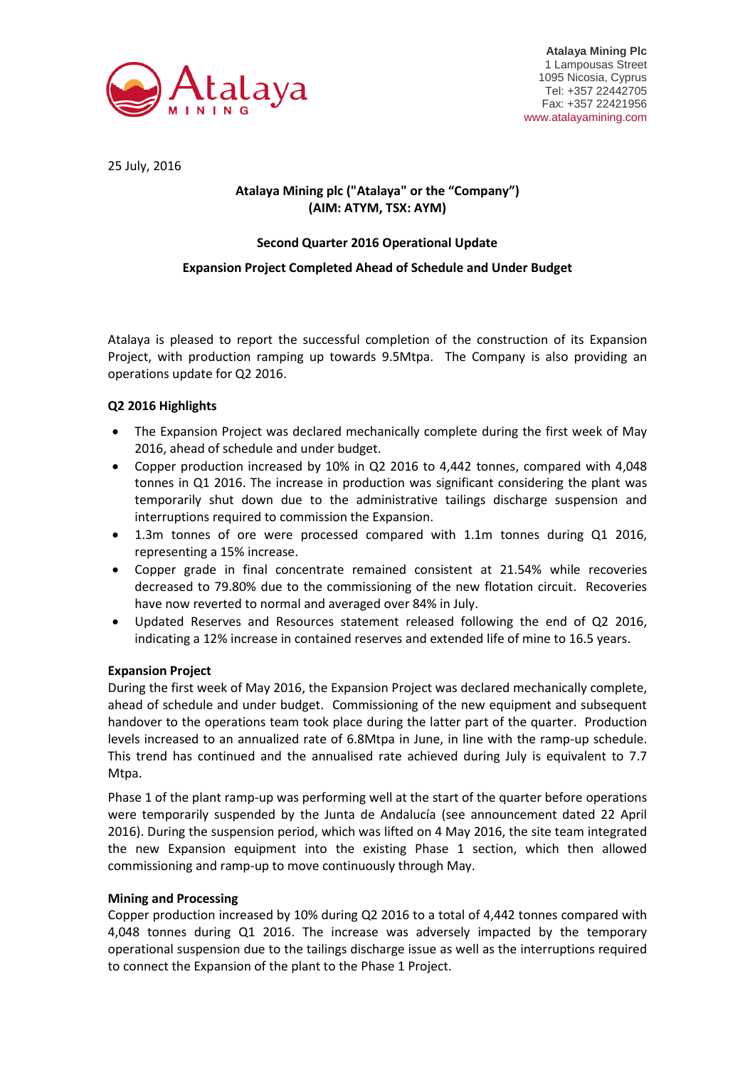Atalaya Mining Plc
1 Lampousas Street
1095 Nicosia, Cyprus
Tel: +357 22442705
Fax: +357 22421956
www.atalayamining.com

25 July, 2016

**Atalaya Mining plc ("Atalaya" or the "Company")**
**(AIM: ATYM, TSX: AYM)**

## Second Quarter 2016 Operational Update

## Expansion Project Completed Ahead of Schedule and Under Budget

Atalaya is pleased to report the successful completion of the construction of its Expansion Project, with production ramping up towards 9.5Mtpa. The Company is also providing an operations update for Q2 2016.

### Q2 2016 Highlights

- The Expansion Project was declared mechanically complete during the first week of May 2016, ahead of schedule and under budget.
- Copper production increased by 10% in Q2 2016 to 4,442 tonnes, compared with 4,048 tonnes in Q1 2016. The increase in production was significant considering the plant was temporarily shut down due to the administrative tailings discharge suspension and interruptions required to commission the Expansion.
- 1.3m tonnes of ore were processed compared with 1.1m tonnes during Q1 2016, representing a 15% increase.
- Copper grade in final concentrate remained consistent at 21.54% while recoveries decreased to 79.80% due to the commissioning of the new flotation circuit. Recoveries have now reverted to normal and averaged over 84% in July.
- Updated Reserves and Resources statement released following the end of Q2 2016, indicating a 12% increase in contained reserves and extended life of mine to 16.5 years.

### Expansion Project

During the first week of May 2016, the Expansion Project was declared mechanically complete, ahead of schedule and under budget. Commissioning of the new equipment and subsequent handover to the operations team took place during the latter part of the quarter. Production levels increased to an annualized rate of 6.8Mtpa in June, in line with the ramp-up schedule. This trend has continued and the annualised rate achieved during July is equivalent to 7.7 Mtpa.

Phase 1 of the plant ramp-up was performing well at the start of the quarter before operations were temporarily suspended by the Junta de Andalucía (see announcement dated 22 April 2016). During the suspension period, which was lifted on 4 May 2016, the site team integrated the new Expansion equipment into the existing Phase 1 section, which then allowed commissioning and ramp-up to move continuously through May.

### Mining and Processing

Copper production increased by 10% during Q2 2016 to a total of 4,442 tonnes compared with 4,048 tonnes during Q1 2016. The increase was adversely impacted by the temporary operational suspension due to the tailings discharge issue as well as the interruptions required to connect the Expansion of the plant to the Phase 1 Project.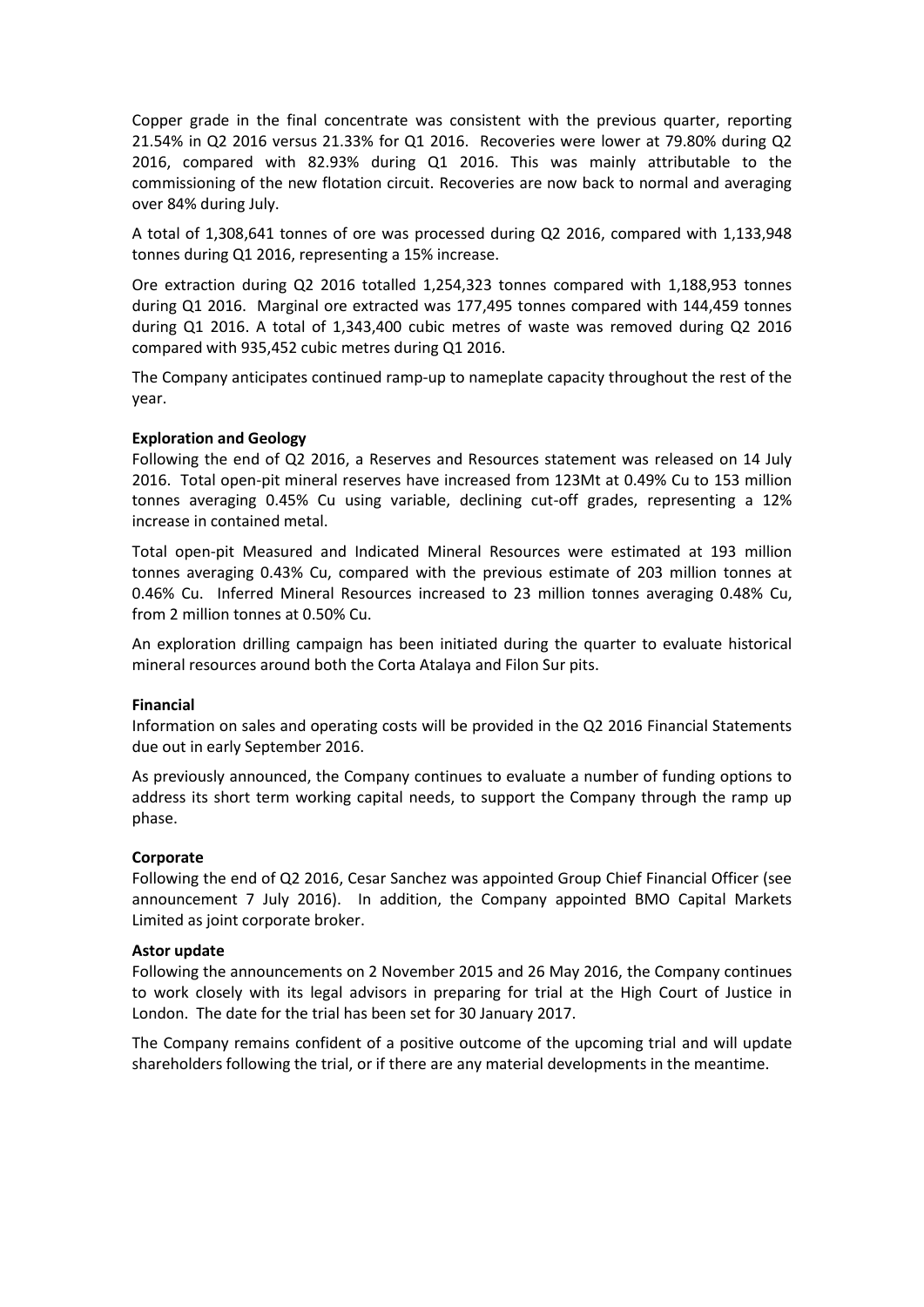Copper grade in the final concentrate was consistent with the previous quarter, reporting 21.54% in Q2 2016 versus 21.33% for Q1 2016. Recoveries were lower at 79.80% during Q2 2016, compared with 82.93% during Q1 2016. This was mainly attributable to the commissioning of the new flotation circuit. Recoveries are now back to normal and averaging over 84% during July.

A total of 1,308,641 tonnes of ore was processed during Q2 2016, compared with 1,133,948 tonnes during Q1 2016, representing a 15% increase.

Ore extraction during Q2 2016 totalled 1,254,323 tonnes compared with 1,188,953 tonnes during Q1 2016. Marginal ore extracted was 177,495 tonnes compared with 144,459 tonnes during Q1 2016. A total of 1,343,400 cubic metres of waste was removed during Q2 2016 compared with 935,452 cubic metres during Q1 2016.

The Company anticipates continued ramp-up to nameplate capacity throughout the rest of the year.

**Exploration and Geology**

Following the end of Q2 2016, a Reserves and Resources statement was released on 14 July 2016. Total open-pit mineral reserves have increased from 123Mt at 0.49% Cu to 153 million tonnes averaging 0.45% Cu using variable, declining cut-off grades, representing a 12% increase in contained metal.

Total open-pit Measured and Indicated Mineral Resources were estimated at 193 million tonnes averaging 0.43% Cu, compared with the previous estimate of 203 million tonnes at 0.46% Cu. Inferred Mineral Resources increased to 23 million tonnes averaging 0.48% Cu, from 2 million tonnes at 0.50% Cu.

An exploration drilling campaign has been initiated during the quarter to evaluate historical mineral resources around both the Corta Atalaya and Filon Sur pits.

**Financial**

Information on sales and operating costs will be provided in the Q2 2016 Financial Statements due out in early September 2016.

As previously announced, the Company continues to evaluate a number of funding options to address its short term working capital needs, to support the Company through the ramp up phase.

**Corporate**

Following the end of Q2 2016, Cesar Sanchez was appointed Group Chief Financial Officer (see announcement 7 July 2016). In addition, the Company appointed BMO Capital Markets Limited as joint corporate broker.

**Astor update**

Following the announcements on 2 November 2015 and 26 May 2016, the Company continues to work closely with its legal advisors in preparing for trial at the High Court of Justice in London. The date for the trial has been set for 30 January 2017.

The Company remains confident of a positive outcome of the upcoming trial and will update shareholders following the trial, or if there are any material developments in the meantime.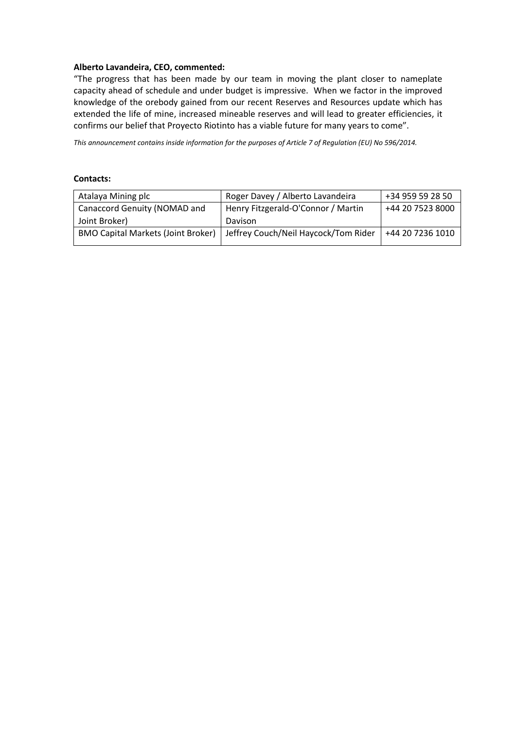**Alberto Lavandeira, CEO, commented:**

"The progress that has been made by our team in moving the plant closer to nameplate capacity ahead of schedule and under budget is impressive. When we factor in the improved knowledge of the orebody gained from our recent Reserves and Resources update which has extended the life of mine, increased mineable reserves and will lead to greater efficiencies, it confirms our belief that Proyecto Riotinto has a viable future for many years to come".

*This announcement contains inside information for the purposes of Article 7 of Regulation (EU) No 596/2014.*

**Contacts:**

| | | |
|---|---|---|
| Atalaya Mining plc | Roger Davey / Alberto Lavandeira | +34 959 59 28 50 |
| Canaccord Genuity (NOMAD and Joint Broker) | Henry Fitzgerald-O'Connor / Martin Davison | +44 20 7523 8000 |
| BMO Capital Markets (Joint Broker) | Jeffrey Couch/Neil Haycock/Tom Rider | +44 20 7236 1010 |